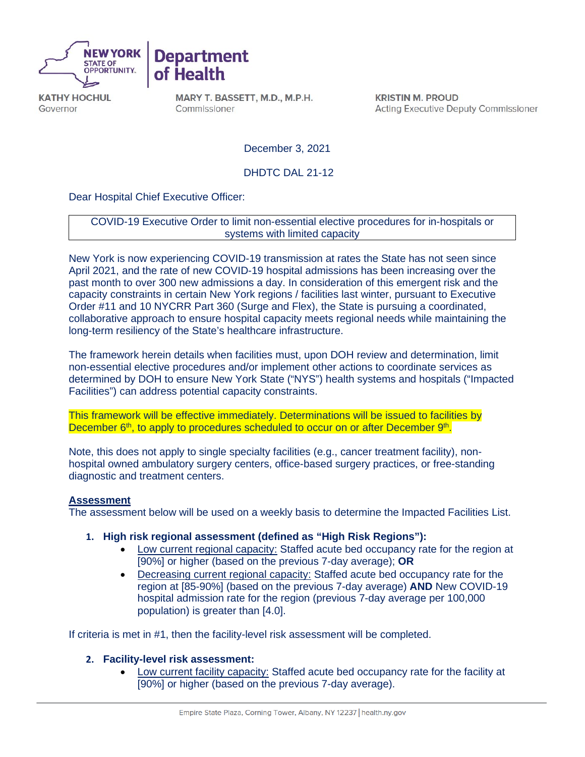**NEW YORK STATE OF OPPORTUNITY** | **Department of Health**

**KATHY HOCHUL**
Governor

**MARY T. BASSETT, M.D., M.P.H.**
Commissioner

**KRISTIN M. PROUD**
Acting Executive Deputy Commissioner

December 3, 2021

DHDTC DAL 21-12

Dear Hospital Chief Executive Officer:

COVID-19 Executive Order to limit non-essential elective procedures for in-hospitals or systems with limited capacity

New York is now experiencing COVID-19 transmission at rates the State has not seen since April 2021, and the rate of new COVID-19 hospital admissions has been increasing over the past month to over 300 new admissions a day. In consideration of this emergent risk and the capacity constraints in certain New York regions / facilities last winter, pursuant to Executive Order #11 and 10 NYCRR Part 360 (Surge and Flex), the State is pursuing a coordinated, collaborative approach to ensure hospital capacity meets regional needs while maintaining the long-term resiliency of the State's healthcare infrastructure.

The framework herein details when facilities must, upon DOH review and determination, limit non-essential elective procedures and/or implement other actions to coordinate services as determined by DOH to ensure New York State ("NYS") health systems and hospitals ("Impacted Facilities") can address potential capacity constraints.

This framework will be effective immediately. Determinations will be issued to facilities by December 6th, to apply to procedures scheduled to occur on or after December 9th.

Note, this does not apply to single specialty facilities (e.g., cancer treatment facility), non-hospital owned ambulatory surgery centers, office-based surgery practices, or free-standing diagnostic and treatment centers.

**Assessment**

The assessment below will be used on a weekly basis to determine the Impacted Facilities List.

1. **High risk regional assessment (defined as "High Risk Regions"):**
   - Low current regional capacity: Staffed acute bed occupancy rate for the region at [90%] or higher (based on the previous 7-day average); **OR**
   - Decreasing current regional capacity: Staffed acute bed occupancy rate for the region at [85-90%] (based on the previous 7-day average) **AND** New COVID-19 hospital admission rate for the region (previous 7-day average per 100,000 population) is greater than [4.0].

If criteria is met in #1, then the facility-level risk assessment will be completed.

2. **Facility-level risk assessment:**
   - Low current facility capacity: Staffed acute bed occupancy rate for the facility at [90%] or higher (based on the previous 7-day average).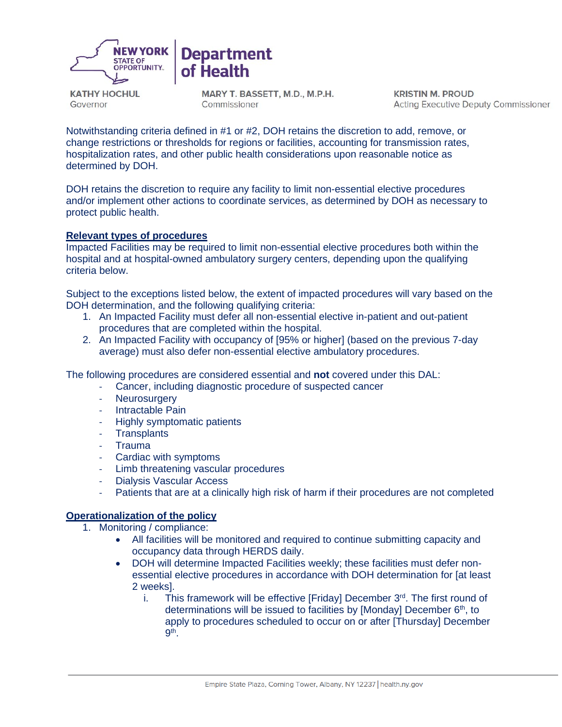Notwithstanding criteria defined in #1 or #2, DOH retains the discretion to add, remove, or change restrictions or thresholds for regions or facilities, accounting for transmission rates, hospitalization rates, and other public health considerations upon reasonable notice as determined by DOH.

DOH retains the discretion to require any facility to limit non-essential elective procedures and/or implement other actions to coordinate services, as determined by DOH as necessary to protect public health.

**Relevant types of procedures**

Impacted Facilities may be required to limit non-essential elective procedures both within the hospital and at hospital-owned ambulatory surgery centers, depending upon the qualifying criteria below.

Subject to the exceptions listed below, the extent of impacted procedures will vary based on the DOH determination, and the following qualifying criteria:

1. An Impacted Facility must defer all non-essential elective in-patient and out-patient procedures that are completed within the hospital.
2. An Impacted Facility with occupancy of [95% or higher] (based on the previous 7-day average) must also defer non-essential elective ambulatory procedures.

The following procedures are considered essential and **not** covered under this DAL:

- Cancer, including diagnostic procedure of suspected cancer
- Neurosurgery
- Intractable Pain
- Highly symptomatic patients
- Transplants
- Trauma
- Cardiac with symptoms
- Limb threatening vascular procedures
- Dialysis Vascular Access
- Patients that are at a clinically high risk of harm if their procedures are not completed

**Operationalization of the policy**

1. Monitoring / compliance:
   - All facilities will be monitored and required to continue submitting capacity and occupancy data through HERDS daily.
   - DOH will determine Impacted Facilities weekly; these facilities must defer non-essential elective procedures in accordance with DOH determination for [at least 2 weeks].
     i. This framework will be effective [Friday] December 3rd. The first round of determinations will be issued to facilities by [Monday] December 6th, to apply to procedures scheduled to occur on or after [Thursday] December 9th.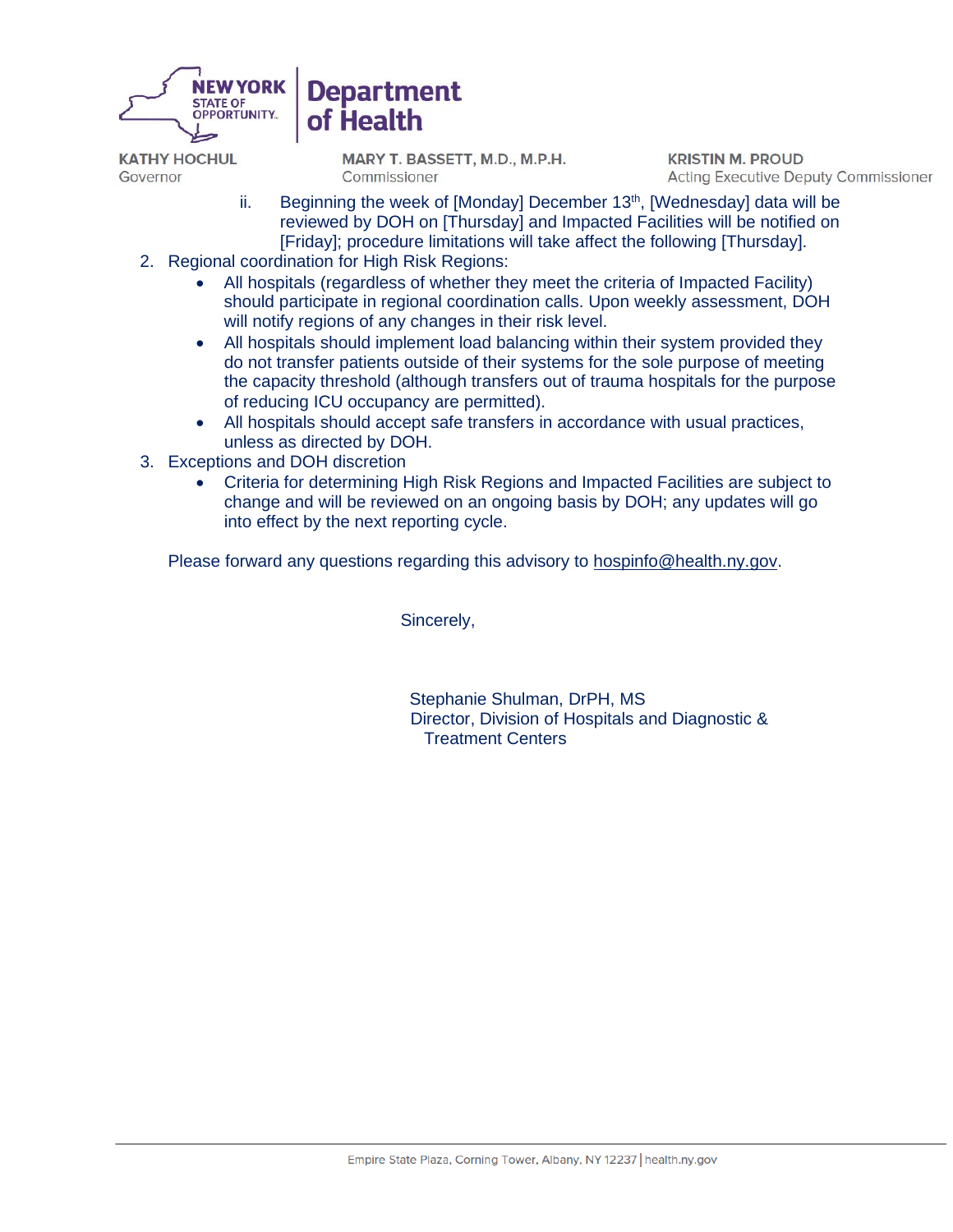ii. Beginning the week of [Monday] December 13th, [Wednesday] data will be reviewed by DOH on [Thursday] and Impacted Facilities will be notified on [Friday]; procedure limitations will take affect the following [Thursday].

2. Regional coordination for High Risk Regions:
   - All hospitals (regardless of whether they meet the criteria of Impacted Facility) should participate in regional coordination calls. Upon weekly assessment, DOH will notify regions of any changes in their risk level.
   - All hospitals should implement load balancing within their system provided they do not transfer patients outside of their systems for the sole purpose of meeting the capacity threshold (although transfers out of trauma hospitals for the purpose of reducing ICU occupancy are permitted).
   - All hospitals should accept safe transfers in accordance with usual practices, unless as directed by DOH.
3. Exceptions and DOH discretion
   - Criteria for determining High Risk Regions and Impacted Facilities are subject to change and will be reviewed on an ongoing basis by DOH; any updates will go into effect by the next reporting cycle.

Please forward any questions regarding this advisory to hospinfo@health.ny.gov.

Sincerely,

Stephanie Shulman, DrPH, MS
Director, Division of Hospitals and Diagnostic & Treatment Centers